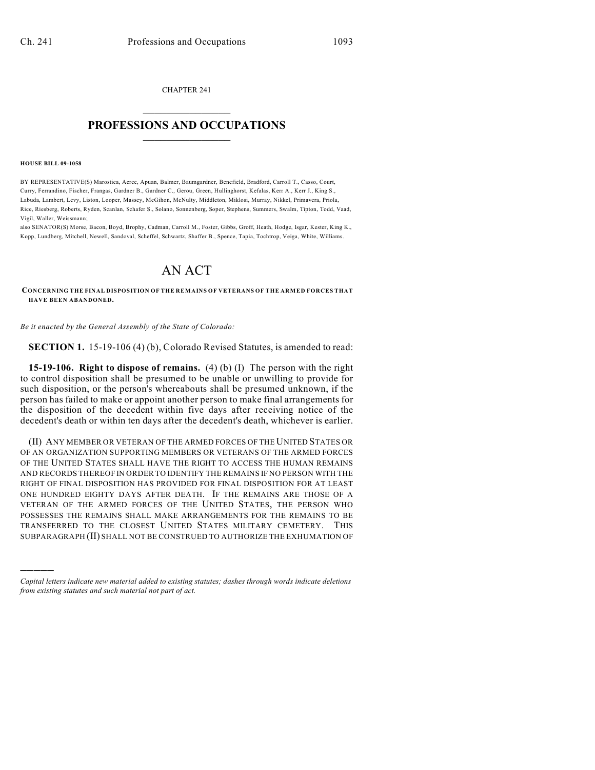CHAPTER 241

## PROFESSIONS AND OCCUPATIONS

**HOUSE BILL 09-1058**

BY REPRESENTATIVE(S) Marostica, Acree, Apuan, Balmer, Baumgardner, Benefield, Bradford, Carroll T., Casso, Court, Curry, Ferrandino, Fischer, Frangas, Gardner B., Gardner C., Gerou, Green, Hullinghorst, Kefalas, Kerr A., Kerr J., King S., Labuda, Lambert, Levy, Liston, Looper, Massey, McGihon, McNulty, Middleton, Miklosi, Murray, Nikkel, Primavera, Priola, Rice, Riesberg, Roberts, Ryden, Scanlan, Schafer S., Solano, Sonnenberg, Soper, Stephens, Summers, Swalm, Tipton, Todd, Vaad, Vigil, Waller, Weissmann;
also SENATOR(S) Morse, Bacon, Boyd, Brophy, Cadman, Carroll M., Foster, Gibbs, Groff, Heath, Hodge, Isgar, Kester, King K., Kopp, Lundberg, Mitchell, Newell, Sandoval, Scheffel, Schwartz, Shaffer B., Spence, Tapia, Tochtrop, Veiga, White, Williams.

# AN ACT

**CONCERNING THE FINAL DISPOSITION OF THE REMAINS OF VETERANS OF THE ARMED FORCES THAT HAVE BEEN ABANDONED.**

*Be it enacted by the General Assembly of the State of Colorado:*

**SECTION 1.** 15-19-106 (4) (b), Colorado Revised Statutes, is amended to read:

**15-19-106. Right to dispose of remains.** (4) (b) (I) The person with the right to control disposition shall be presumed to be unable or unwilling to provide for such disposition, or the person's whereabouts shall be presumed unknown, if the person has failed to make or appoint another person to make final arrangements for the disposition of the decedent within five days after receiving notice of the decedent's death or within ten days after the decedent's death, whichever is earlier.

(II) ANY MEMBER OR VETERAN OF THE ARMED FORCES OF THE UNITED STATES OR OF AN ORGANIZATION SUPPORTING MEMBERS OR VETERANS OF THE ARMED FORCES OF THE UNITED STATES SHALL HAVE THE RIGHT TO ACCESS THE HUMAN REMAINS AND RECORDS THEREOF IN ORDER TO IDENTIFY THE REMAINS IF NO PERSON WITH THE RIGHT OF FINAL DISPOSITION HAS PROVIDED FOR FINAL DISPOSITION FOR AT LEAST ONE HUNDRED EIGHTY DAYS AFTER DEATH. IF THE REMAINS ARE THOSE OF A VETERAN OF THE ARMED FORCES OF THE UNITED STATES, THE PERSON WHO POSSESSES THE REMAINS SHALL MAKE ARRANGEMENTS FOR THE REMAINS TO BE TRANSFERRED TO THE CLOSEST UNITED STATES MILITARY CEMETERY. THIS SUBPARAGRAPH (II) SHALL NOT BE CONSTRUED TO AUTHORIZE THE EXHUMATION OF

---

*Capital letters indicate new material added to existing statutes; dashes through words indicate deletions from existing statutes and such material not part of act.*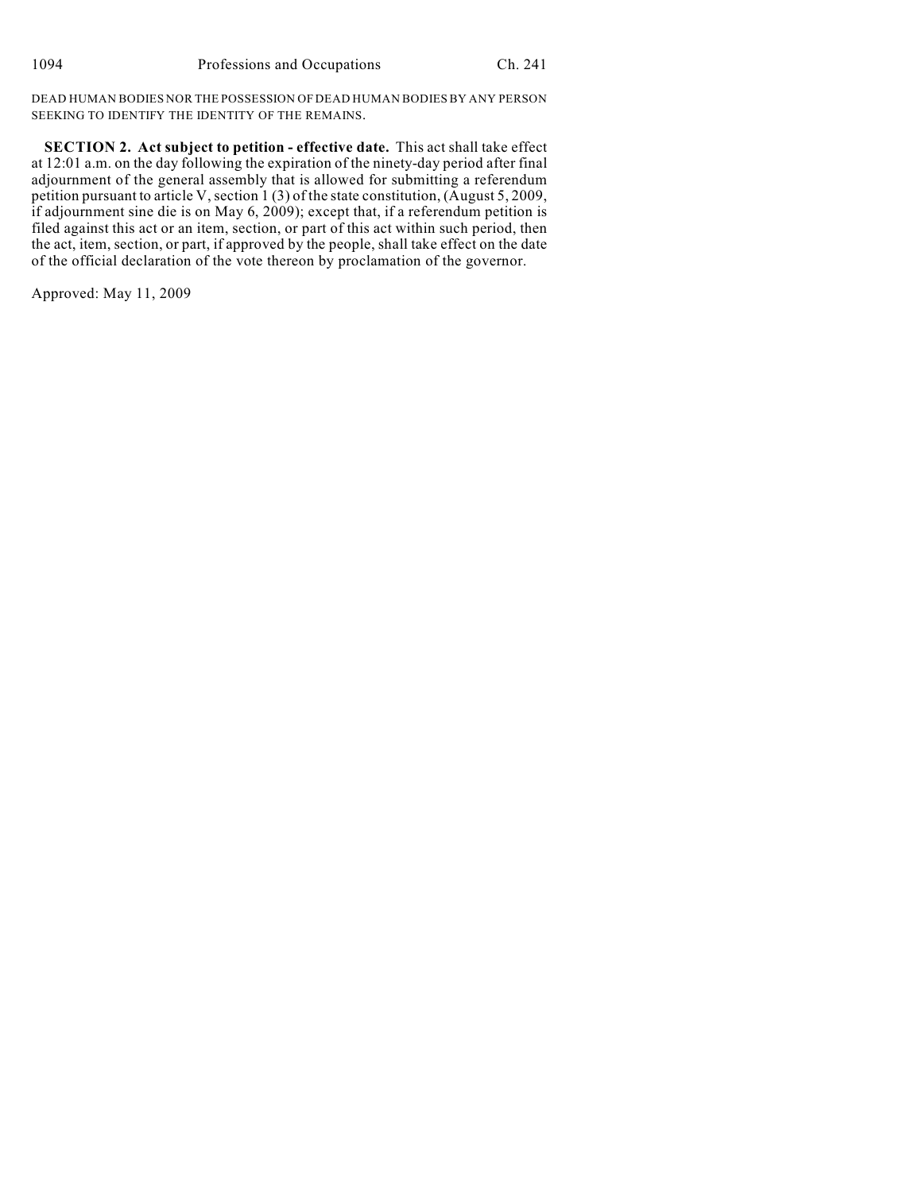DEAD HUMAN BODIES NOR THE POSSESSION OF DEAD HUMAN BODIES BY ANY PERSON SEEKING TO IDENTIFY THE IDENTITY OF THE REMAINS.

**SECTION 2. Act subject to petition - effective date.** This act shall take effect at 12:01 a.m. on the day following the expiration of the ninety-day period after final adjournment of the general assembly that is allowed for submitting a referendum petition pursuant to article V, section 1 (3) of the state constitution, (August 5, 2009, if adjournment sine die is on May 6, 2009); except that, if a referendum petition is filed against this act or an item, section, or part of this act within such period, then the act, item, section, or part, if approved by the people, shall take effect on the date of the official declaration of the vote thereon by proclamation of the governor.

Approved: May 11, 2009